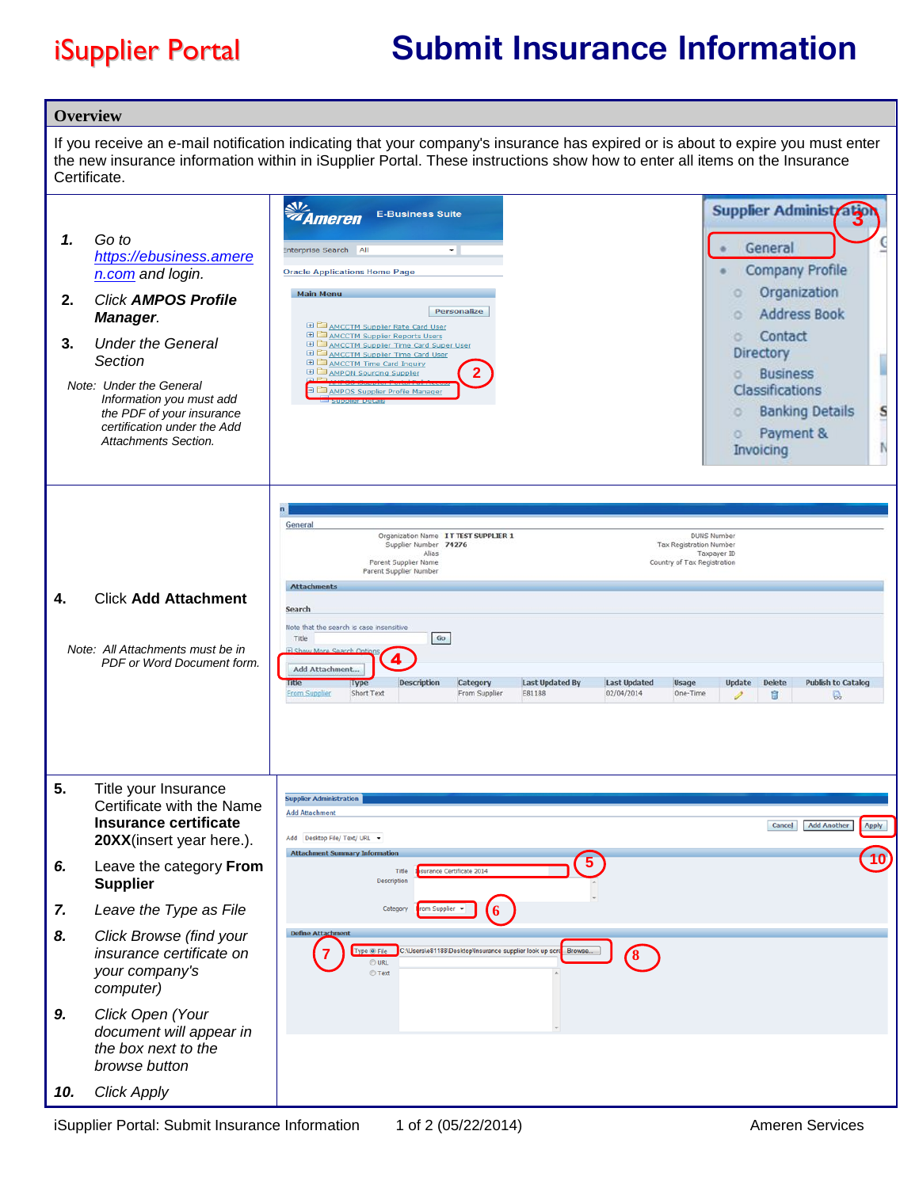iSupplier Portal

# Submit Insurance Information

## Overview

If you receive an e-mail notification indicating that your company's insurance has expired or is about to expire you must enter the new insurance information within in iSupplier Portal. These instructions show how to enter all items on the Insurance Certificate.

1. *Go to https://ebusiness.ameren.com and login.*
2. *Click **AMPOS Profile Manager**.*
3. *Under the General Section*

*Note: Under the General Information you must add the PDF of your insurance certification under the Add Attachments Section.*

4. Click **Add Attachment**

*Note: All Attachments must be in PDF or Word Document form.*

5. Title your Insurance Certificate with the Name **Insurance certificate 20XX**(insert year here.).
6. *Leave the category **From Supplier***
7. *Leave the Type as File*
8. *Click Browse (find your insurance certificate on your company's computer)*
9. *Click Open (Your document will appear in the box next to the browse button*
10. *Click Apply*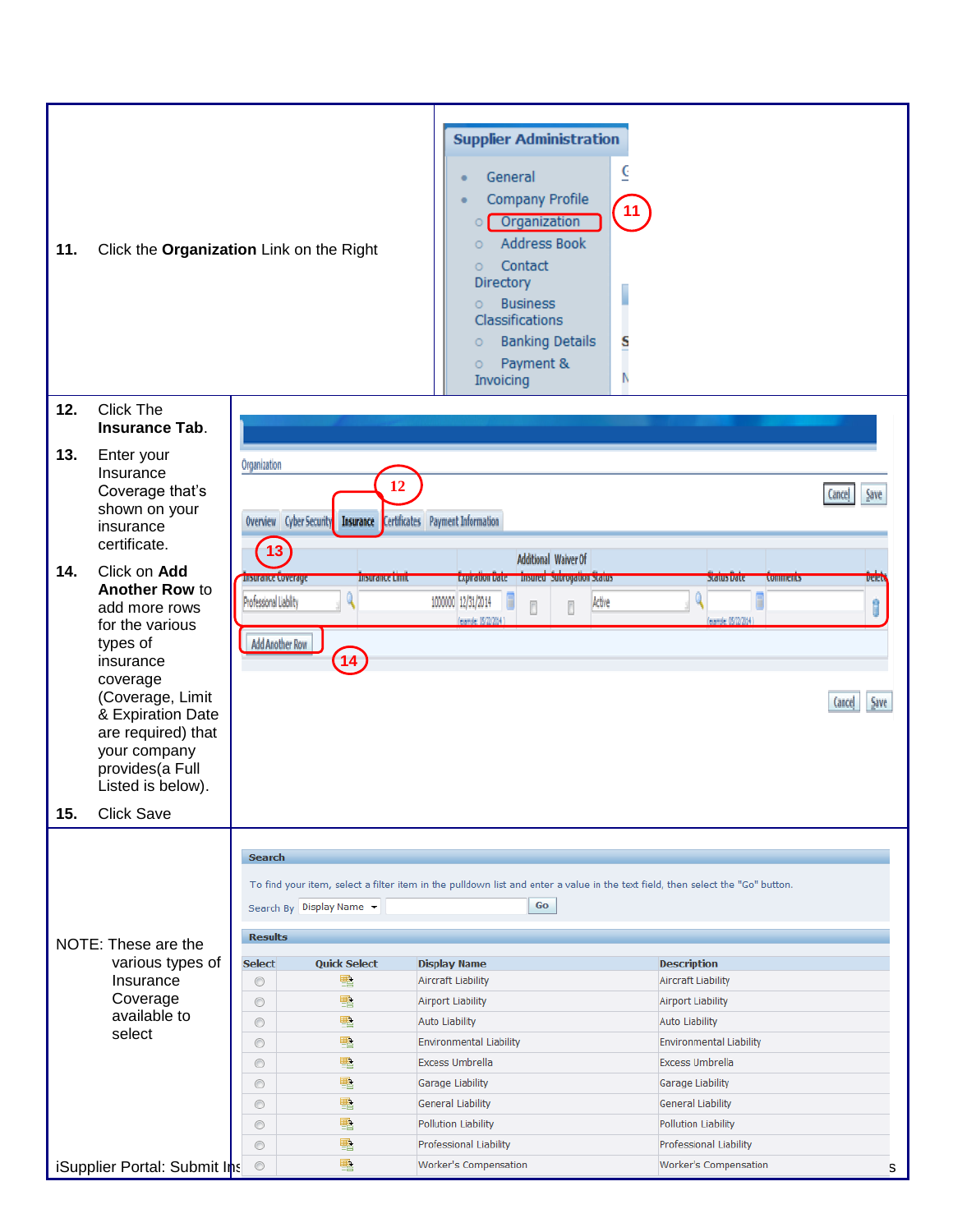11. Click the **Organization** Link on the Right

Supplier Administration

- General
- Company Profile
  - Organization
  - Address Book
  - Contact Directory
  - Business Classifications
  - Banking Details
  - Payment & Invoicing

12. Click The **Insurance Tab**.

13. Enter your Insurance Coverage that's shown on your insurance certificate.

14. Click on **Add Another Row** to add more rows for the various types of insurance coverage (Coverage, Limit & Expiration Date are required) that your company provides(a Full Listed is below).

15. Click Save

Organization

Overview | Cyber Security | Insurance | Certificates | Payment Information

| Insurance Coverage | Insurance Limit | Expiration Date | Additional Insured | Waiver Of Subrogation | Status | Status Date | Comments | Delete |
|---|---|---|---|---|---|---|---|---|
| Professional Liability | 1000000 | 12/31/2014 | | | Active | | | |

Add Another Row

Cancel Save

NOTE: These are the various types of Insurance Coverage available to select

**Search**

To find your item, select a filter item in the pulldown list and enter a value in the text field, then select the "Go" button.

Search By Display Name Go

**Results**

| Select | Quick Select | Display Name | Description |
|---|---|---|---|
| | | Aircraft Liability | Aircraft Liability |
| | | Airport Liability | Airport Liability |
| | | Auto Liability | Auto Liability |
| | | Environmental Liability | Environmental Liability |
| | | Excess Umbrella | Excess Umbrella |
| | | Garage Liability | Garage Liability |
| | | General Liability | General Liability |
| | | Pollution Liability | Pollution Liability |
| | | Professional Liability | Professional Liability |
| | | Worker's Compensation | Worker's Compensation |